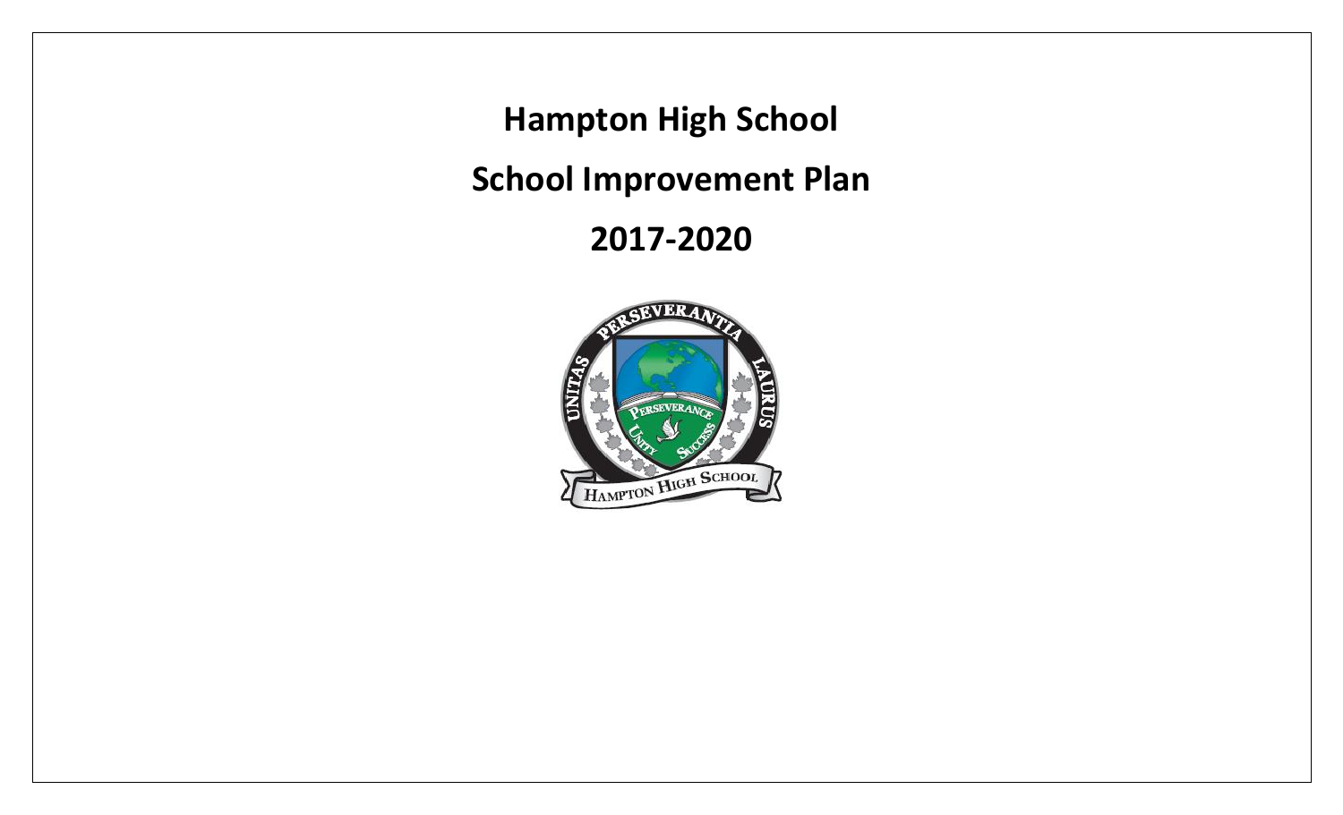# Hampton High School

# School Improvement Plan

# 2017-2020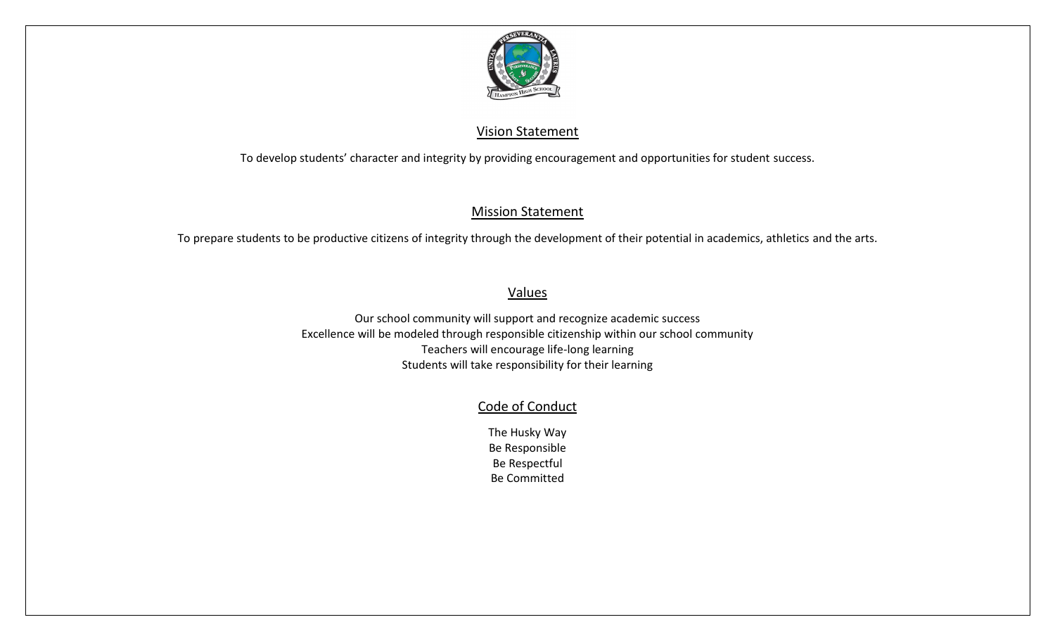## Vision Statement

To develop students' character and integrity by providing encouragement and opportunities for student success.

## Mission Statement

To prepare students to be productive citizens of integrity through the development of their potential in academics, athletics and the arts.

## Values

Our school community will support and recognize academic success
Excellence will be modeled through responsible citizenship within our school community
Teachers will encourage life-long learning
Students will take responsibility for their learning

## Code of Conduct

The Husky Way
Be Responsible
Be Respectful
Be Committed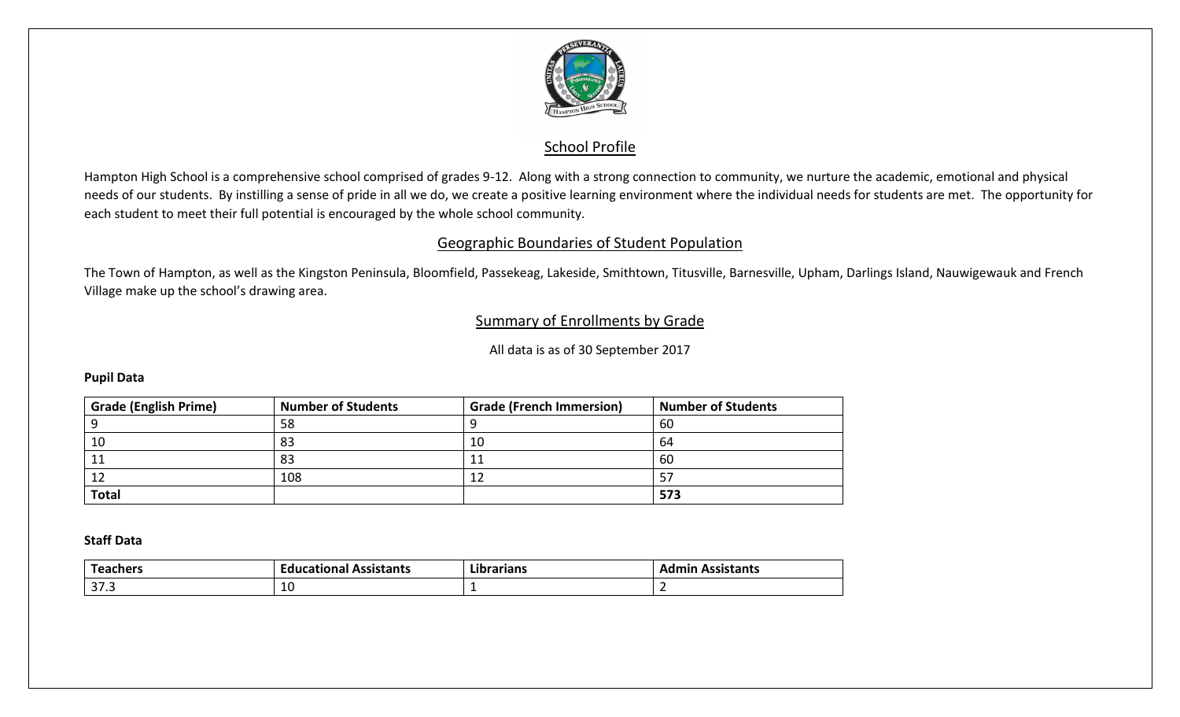## School Profile

Hampton High School is a comprehensive school comprised of grades 9-12. Along with a strong connection to community, we nurture the academic, emotional and physical needs of our students. By instilling a sense of pride in all we do, we create a positive learning environment where the individual needs for students are met. The opportunity for each student to meet their full potential is encouraged by the whole school community.

## Geographic Boundaries of Student Population

The Town of Hampton, as well as the Kingston Peninsula, Bloomfield, Passekeag, Lakeside, Smithtown, Titusville, Barnesville, Upham, Darlings Island, Nauwigewauk and French Village make up the school's drawing area.

## Summary of Enrollments by Grade

All data is as of 30 September 2017

**Pupil Data**

| Grade (English Prime) | Number of Students | Grade (French Immersion) | Number of Students |
| --- | --- | --- | --- |
| 9 | 58 | 9 | 60 |
| 10 | 83 | 10 | 64 |
| 11 | 83 | 11 | 60 |
| 12 | 108 | 12 | 57 |
| **Total** | | | **573** |

**Staff Data**

| Teachers | Educational Assistants | Librarians | Admin Assistants |
| --- | --- | --- | --- |
| 37.3 | 10 | 1 | 2 |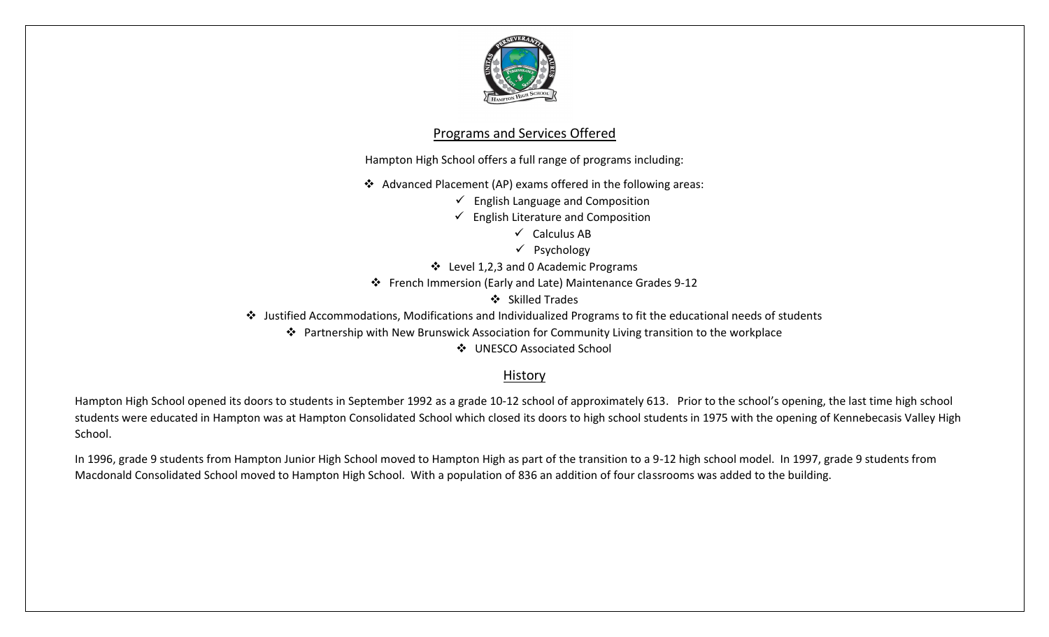## Programs and Services Offered

Hampton High School offers a full range of programs including:

- Advanced Placement (AP) exams offered in the following areas:
  - English Language and Composition
  - English Literature and Composition
  - Calculus AB
  - Psychology
- Level 1,2,3 and 0 Academic Programs
- French Immersion (Early and Late) Maintenance Grades 9-12
- Skilled Trades
- Justified Accommodations, Modifications and Individualized Programs to fit the educational needs of students
- Partnership with New Brunswick Association for Community Living transition to the workplace
- UNESCO Associated School

## History

Hampton High School opened its doors to students in September 1992 as a grade 10-12 school of approximately 613. Prior to the school's opening, the last time high school students were educated in Hampton was at Hampton Consolidated School which closed its doors to high school students in 1975 with the opening of Kennebecasis Valley High School.

In 1996, grade 9 students from Hampton Junior High School moved to Hampton High as part of the transition to a 9-12 high school model. In 1997, grade 9 students from Macdonald Consolidated School moved to Hampton High School. With a population of 836 an addition of four classrooms was added to the building.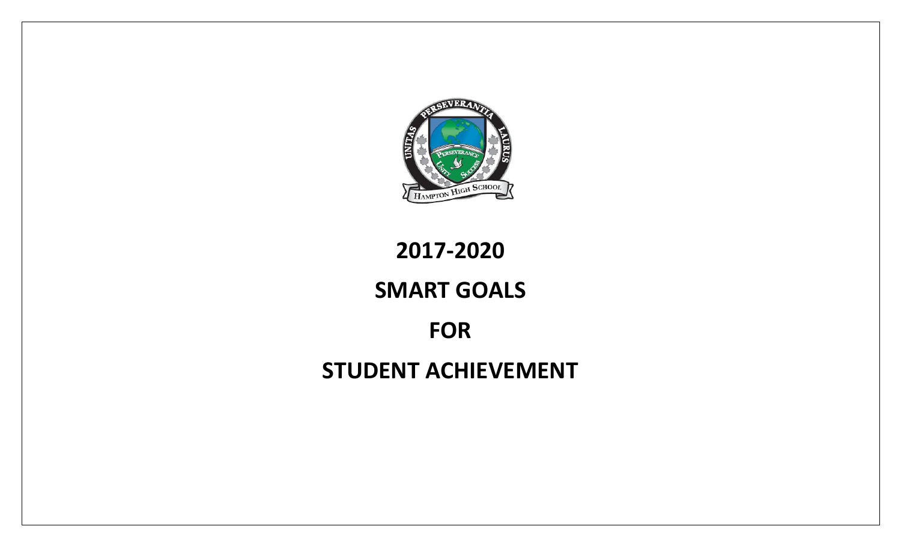# 2017-2020

# SMART GOALS

# FOR

# STUDENT ACHIEVEMENT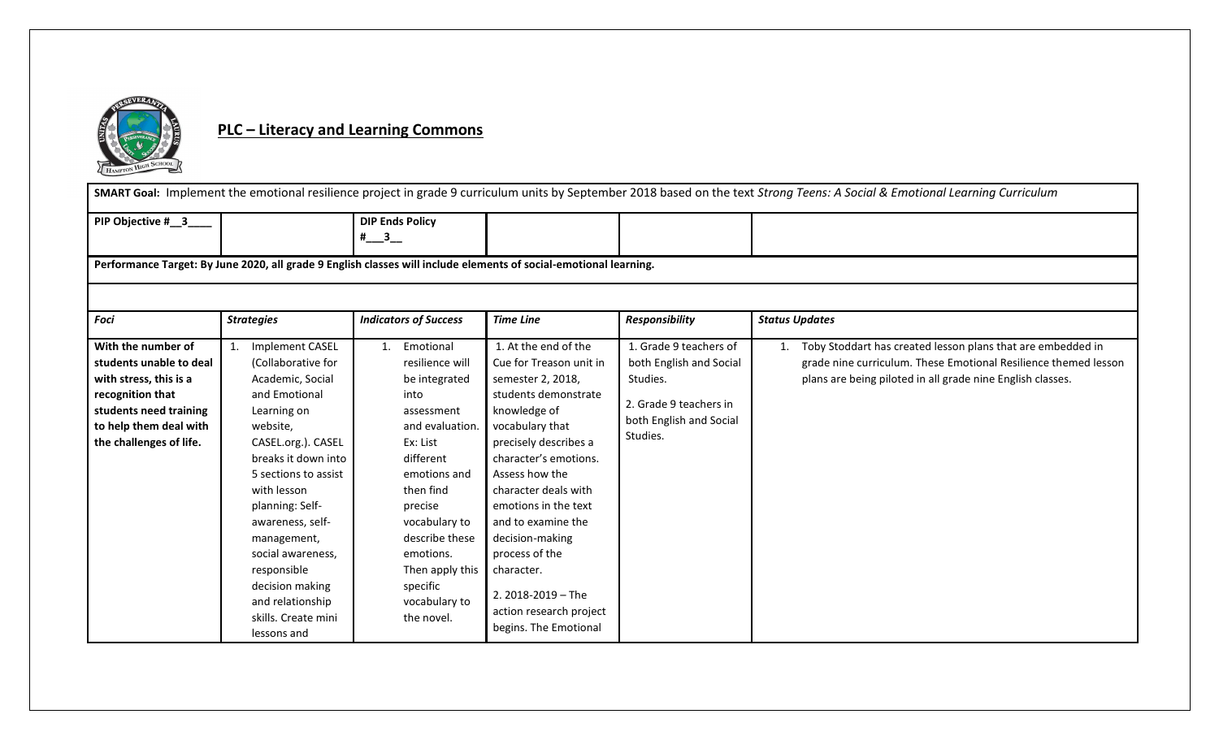## PLC – Literacy and Learning Commons

| **SMART Goal:** Implement the emotional resilience project in grade 9 curriculum units by September 2018 based on the text *Strong Teens: A Social & Emotional Learning Curriculum* | | | | | |
|---|---|---|---|---|---|
| **PIP Objective #__3____** | | **DIP Ends Policy #___3__** | | | |
| **Performance Target: By June 2020, all grade 9 English classes will include elements of social-emotional learning.** | | | | | |
| | | | | | |
| ***Foci*** | ***Strategies*** | ***Indicators of Success*** | ***Time Line*** | ***Responsibility*** | ***Status Updates*** |
| **With the number of students unable to deal with stress, this is a recognition that students need training to help them deal with the challenges of life.** | 1. Implement CASEL (Collaborative for Academic, Social and Emotional Learning on website, CASEL.org.). CASEL breaks it down into 5 sections to assist with lesson planning: Self-awareness, self-management, social awareness, responsible decision making and relationship skills. Create mini lessons and | 1. Emotional resilience will be integrated into assessment and evaluation. Ex: List different emotions and then find precise vocabulary to describe these emotions. Then apply this specific vocabulary to the novel. | 1. At the end of the Cue for Treason unit in semester 2, 2018, students demonstrate knowledge of vocabulary that precisely describes a character's emotions. Assess how the character deals with emotions in the text and to examine the decision-making process of the character.<br><br>2. 2018-2019 – The action research project begins. The Emotional | 1. Grade 9 teachers of both English and Social Studies.<br><br>2. Grade 9 teachers in both English and Social Studies. | 1. Toby Stoddart has created lesson plans that are embedded in grade nine curriculum. These Emotional Resilience themed lesson plans are being piloted in all grade nine English classes. |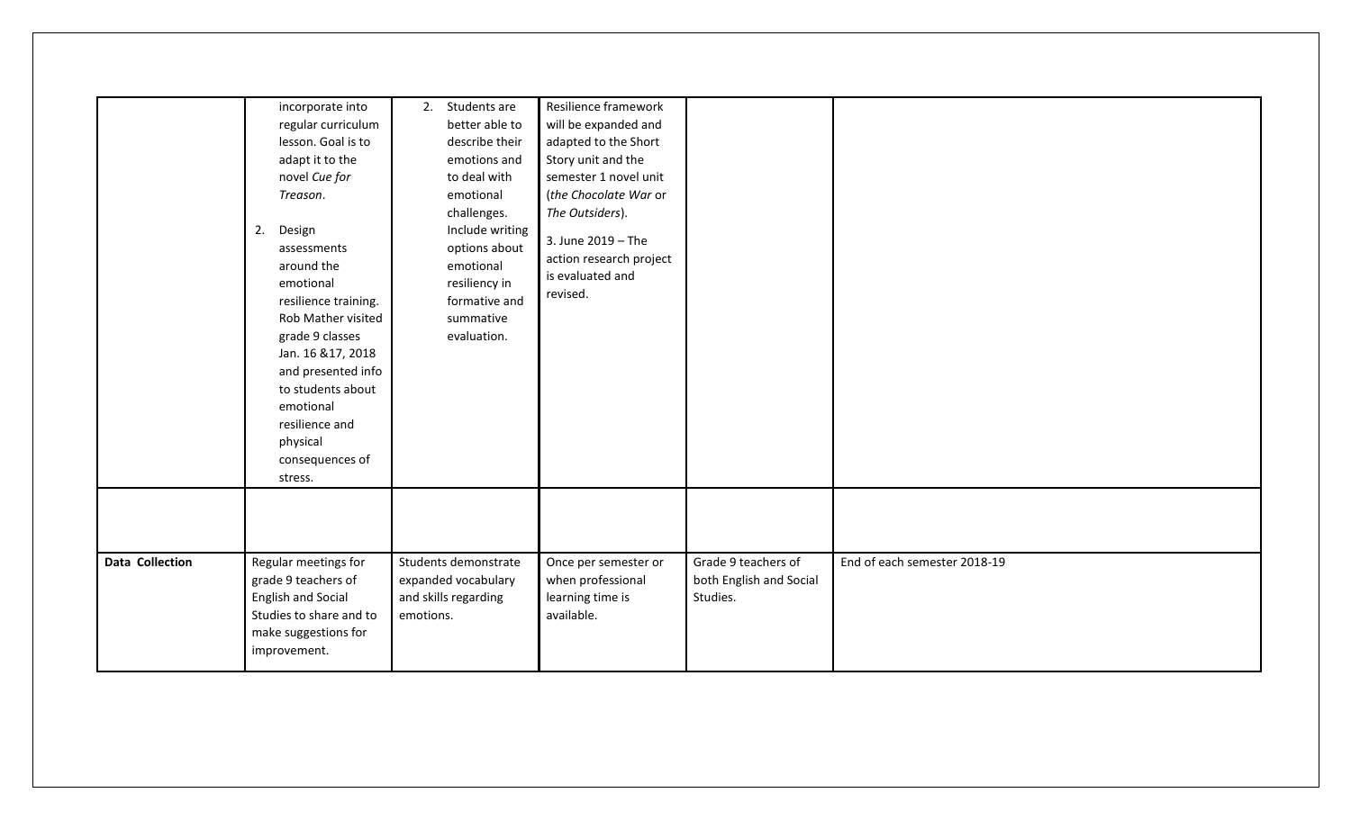| | | | | | |
|---|---|---|---|---|---|
| | incorporate into regular curriculum lesson. Goal is to adapt it to the novel *Cue for Treason*.<br><br>2. Design assessments around the emotional resilience training. Rob Mather visited grade 9 classes Jan. 16 &17, 2018 and presented info to students about emotional resilience and physical consequences of stress. | 2. Students are better able to describe their emotions and to deal with emotional challenges. Include writing options about emotional resiliency in formative and summative evaluation. | Resilience framework will be expanded and adapted to the Short Story unit and the semester 1 novel unit (*the Chocolate War* or *The Outsiders*).<br><br>3. June 2019 – The action research project is evaluated and revised. | | |
| | | | | | |
| **Data Collection** | Regular meetings for grade 9 teachers of English and Social Studies to share and to make suggestions for improvement. | Students demonstrate expanded vocabulary and skills regarding emotions. | Once per semester or when professional learning time is available. | Grade 9 teachers of both English and Social Studies. | End of each semester 2018-19 |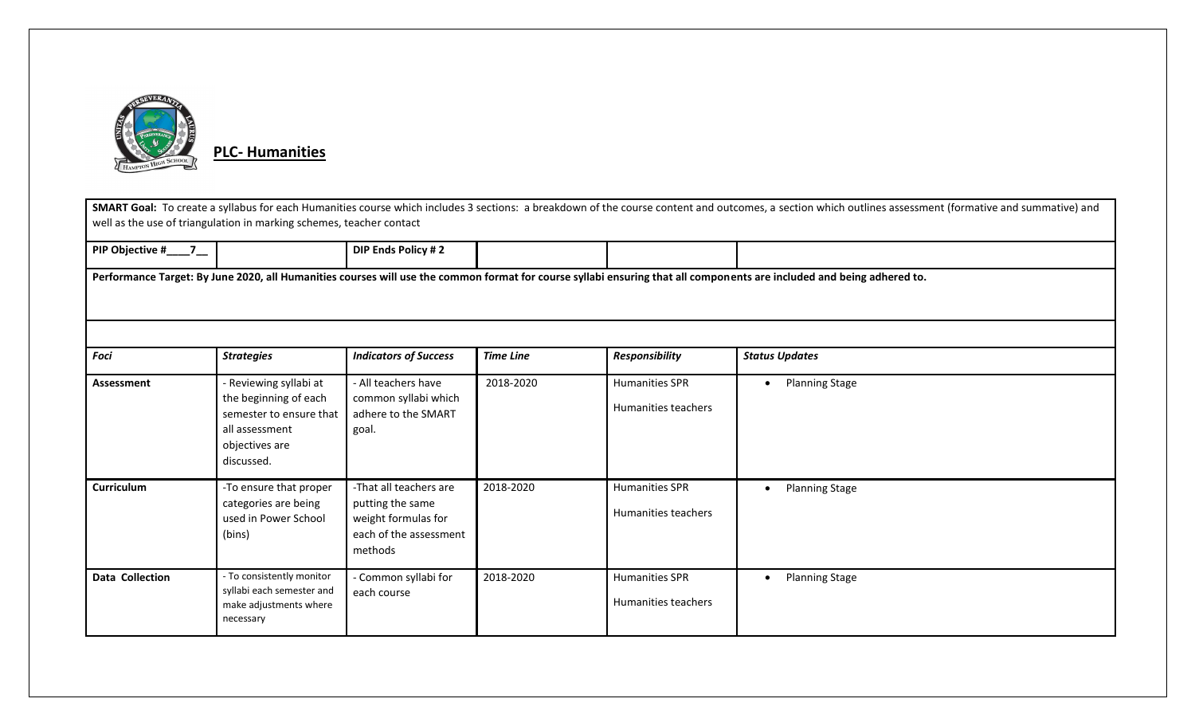## PLC- Humanities

**SMART Goal:** To create a syllabus for each Humanities course which includes 3 sections: a breakdown of the course content and outcomes, a section which outlines assessment (formative and summative) and well as the use of triangulation in marking schemes, teacher contact

| **PIP Objective #\_\_\_\_7\_\_** | | **DIP Ends Policy # 2** | | | |
|---|---|---|---|---|---|

**Performance Target: By June 2020, all Humanities courses will use the common format for course syllabi ensuring that all components are included and being adhered to.**

| *Foci* | *Strategies* | *Indicators of Success* | *Time Line* | *Responsibility* | *Status Updates* |
|---|---|---|---|---|---|
| **Assessment** | - Reviewing syllabi at the beginning of each semester to ensure that all assessment objectives are discussed. | - All teachers have common syllabi which adhere to the SMART goal. | 2018-2020 | Humanities SPR<br>Humanities teachers | • Planning Stage |
| **Curriculum** | -To ensure that proper categories are being used in Power School (bins) | -That all teachers are putting the same weight formulas for each of the assessment methods | 2018-2020 | Humanities SPR<br>Humanities teachers | • Planning Stage |
| **Data Collection** | - To consistently monitor syllabi each semester and make adjustments where necessary | - Common syllabi for each course | 2018-2020 | Humanities SPR<br>Humanities teachers | • Planning Stage |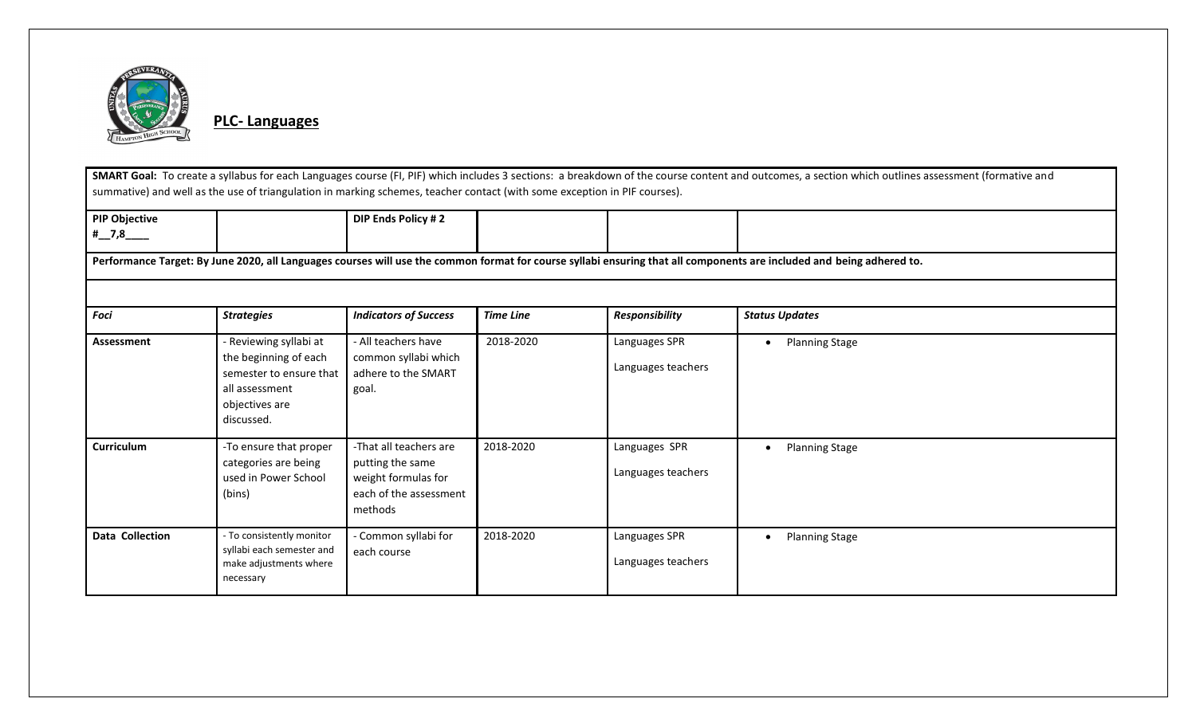## PLC- Languages

| **SMART Goal:** To create a syllabus for each Languages course (FI, PIF) which includes 3 sections: a breakdown of the course content and outcomes, a section which outlines assessment (formative and summative) and well as the use of triangulation in marking schemes, teacher contact (with some exception in PIF courses). | | | | | |
|---|---|---|---|---|---|
| **PIF Objective #__7,8____** | | **DIP Ends Policy # 2** | | | |
| **Performance Target: By June 2020, all Languages courses will use the common format for course syllabi ensuring that all components are included and being adhered to.** | | | | | |
| | | | | | |
| ***Foci*** | ***Strategies*** | ***Indicators of Success*** | ***Time Line*** | ***Responsibility*** | ***Status Updates*** |
| **Assessment** | - Reviewing syllabi at the beginning of each semester to ensure that all assessment objectives are discussed. | - All teachers have common syllabi which adhere to the SMART goal. | 2018-2020 | Languages SPR<br>Languages teachers | • Planning Stage |
| **Curriculum** | -To ensure that proper categories are being used in Power School (bins) | -That all teachers are putting the same weight formulas for each of the assessment methods | 2018-2020 | Languages SPR<br>Languages teachers | • Planning Stage |
| **Data Collection** | - To consistently monitor syllabi each semester and make adjustments where necessary | - Common syllabi for each course | 2018-2020 | Languages SPR<br>Languages teachers | • Planning Stage |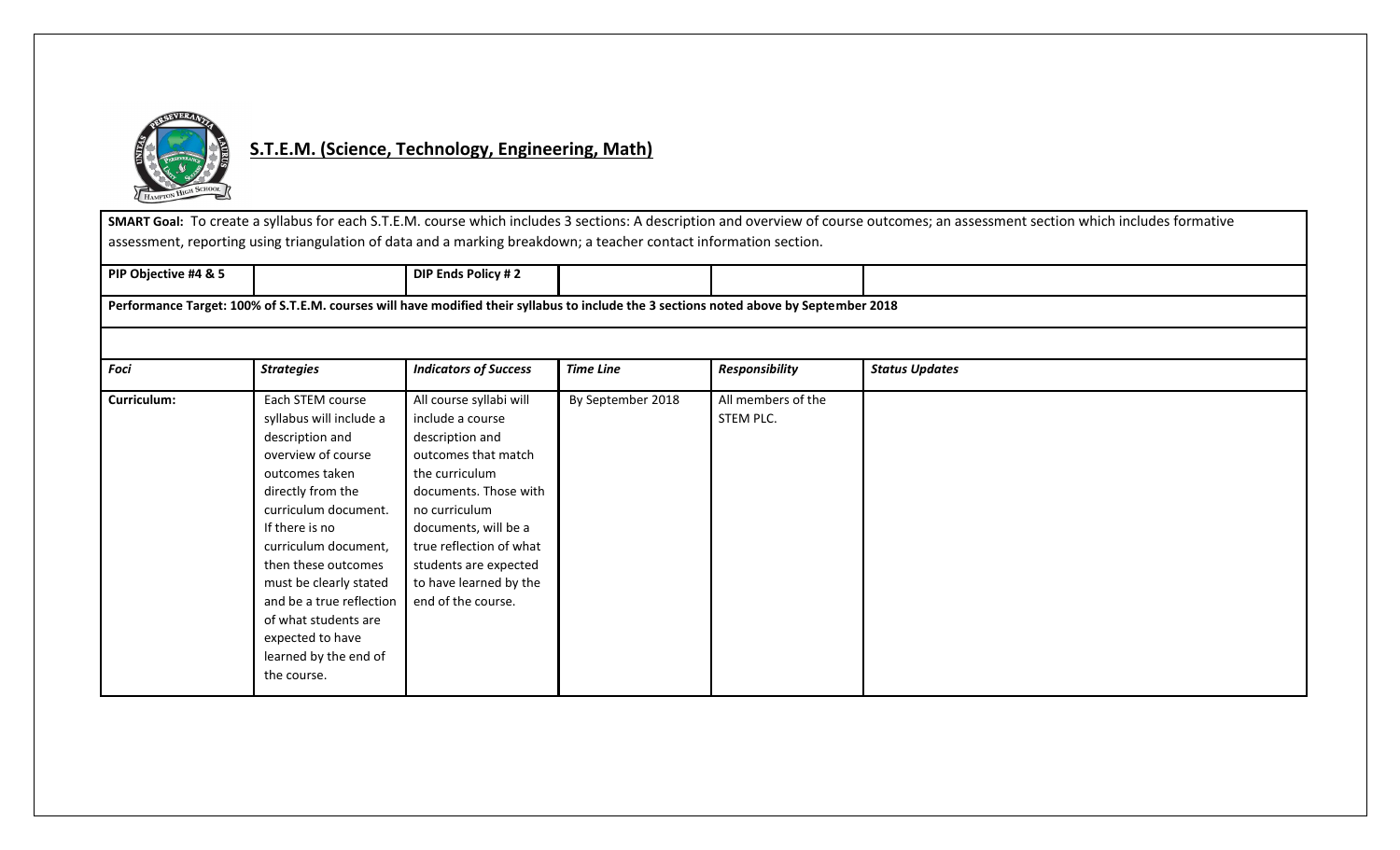## S.T.E.M. (Science, Technology, Engineering, Math)

**SMART Goal:** To create a syllabus for each S.T.E.M. course which includes 3 sections: A description and overview of course outcomes; an assessment section which includes formative assessment, reporting using triangulation of data and a marking breakdown; a teacher contact information section.

| **PIP Objective #4 & 5** | | **DIP Ends Policy # 2** | | | |
|---|---|---|---|---|---|
| **Performance Target: 100% of S.T.E.M. courses will have modified their syllabus to include the 3 sections noted above by September 2018** | | | | | |
| | | | | | |
| ***Foci*** | ***Strategies*** | ***Indicators of Success*** | ***Time Line*** | ***Responsibility*** | ***Status Updates*** |
| **Curriculum:** | Each STEM course syllabus will include a description and overview of course outcomes taken directly from the curriculum document. If there is no curriculum document, then these outcomes must be clearly stated and be a true reflection of what students are expected to have learned by the end of the course. | All course syllabi will include a course description and outcomes that match the curriculum documents. Those with no curriculum documents, will be a true reflection of what students are expected to have learned by the end of the course. | By September 2018 | All members of the STEM PLC. | |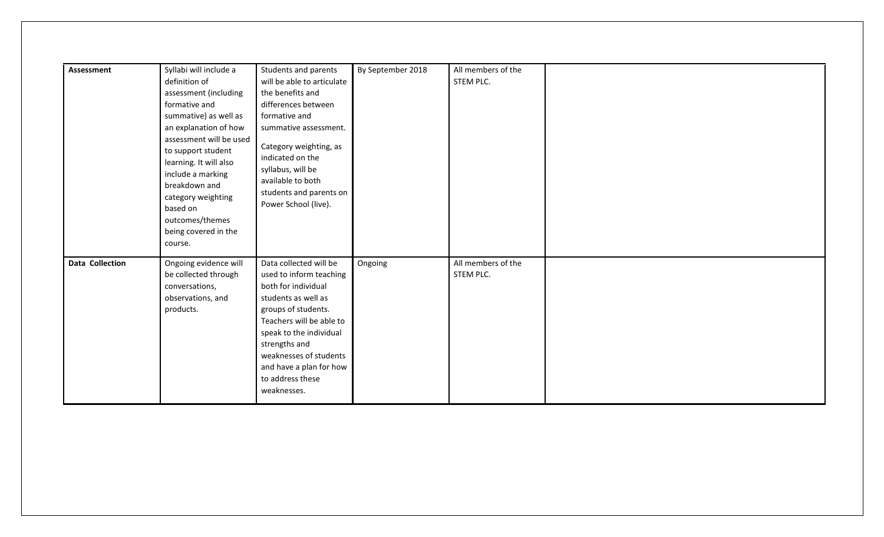| **Assessment** | Syllabi will include a definition of assessment (including formative and summative) as well as an explanation of how assessment will be used to support student learning. It will also include a marking breakdown and category weighting based on outcomes/themes being covered in the course. | Students and parents will be able to articulate the benefits and differences between formative and summative assessment.<br><br>Category weighting, as indicated on the syllabus, will be available to both students and parents on Power School (live). | By September 2018 | All members of the STEM PLC. | |
|---|---|---|---|---|---|
| **Data Collection** | Ongoing evidence will be collected through conversations, observations, and products. | Data collected will be used to inform teaching both for individual students as well as groups of students. Teachers will be able to speak to the individual strengths and weaknesses of students and have a plan for how to address these weaknesses. | Ongoing | All members of the STEM PLC. | |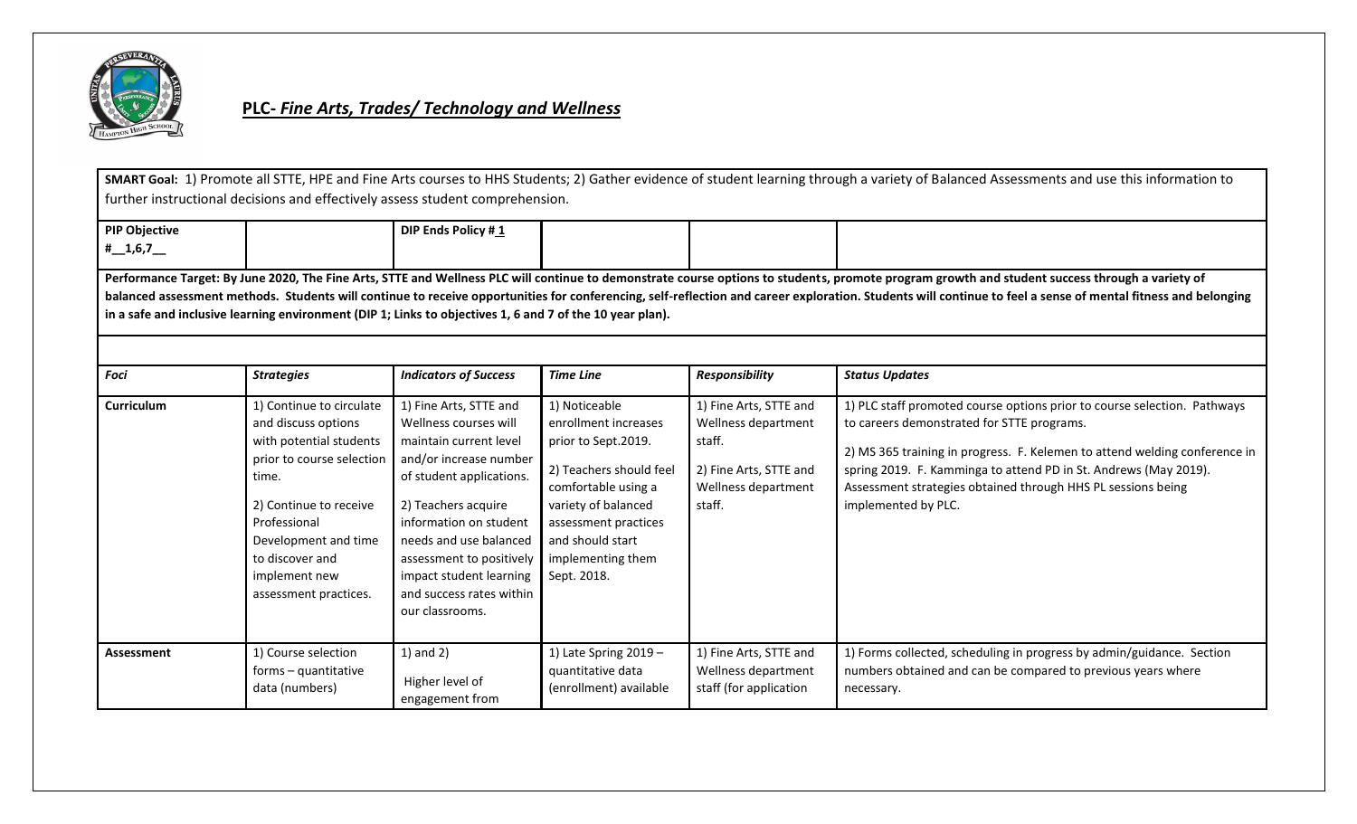## PLC- *Fine Arts, Trades/ Technology and Wellness*

**SMART Goal:** 1) Promote all STTE, HPE and Fine Arts courses to HHS Students; 2) Gather evidence of student learning through a variety of Balanced Assessments and use this information to further instructional decisions and effectively assess student comprehension.

| **PIP Objective #__1,6,7__** | | **DIP Ends Policy # 1** | | | |
|---|---|---|---|---|---|

**Performance Target: By June 2020, The Fine Arts, STTE and Wellness PLC will continue to demonstrate course options to students, promote program growth and student success through a variety of balanced assessment methods. Students will continue to receive opportunities for conferencing, self-reflection and career exploration. Students will continue to feel a sense of mental fitness and belonging in a safe and inclusive learning environment (DIP 1; Links to objectives 1, 6 and 7 of the 10 year plan).**

| *Foci* | *Strategies* | *Indicators of Success* | *Time Line* | *Responsibility* | *Status Updates* |
|---|---|---|---|---|---|
| **Curriculum** | 1) Continue to circulate and discuss options with potential students prior to course selection time.<br><br>2) Continue to receive Professional Development and time to discover and implement new assessment practices. | 1) Fine Arts, STTE and Wellness courses will maintain current level and/or increase number of student applications.<br><br>2) Teachers acquire information on student needs and use balanced assessment to positively impact student learning and success rates within our classrooms. | 1) Noticeable enrollment increases prior to Sept.2019.<br><br>2) Teachers should feel comfortable using a variety of balanced assessment practices and should start implementing them Sept. 2018. | 1) Fine Arts, STTE and Wellness department staff.<br><br>2) Fine Arts, STTE and Wellness department staff. | 1) PLC staff promoted course options prior to course selection. Pathways to careers demonstrated for STTE programs.<br><br>2) MS 365 training in progress. F. Kelemen to attend welding conference in spring 2019. F. Kamminga to attend PD in St. Andrews (May 2019). Assessment strategies obtained through HHS PL sessions being implemented by PLC. |
| **Assessment** | 1) Course selection forms – quantitative data (numbers) | 1) and 2)<br><br>Higher level of engagement from | 1) Late Spring 2019 – quantitative data (enrollment) available | 1) Fine Arts, STTE and Wellness department staff (for application | 1) Forms collected, scheduling in progress by admin/guidance. Section numbers obtained and can be compared to previous years where necessary. |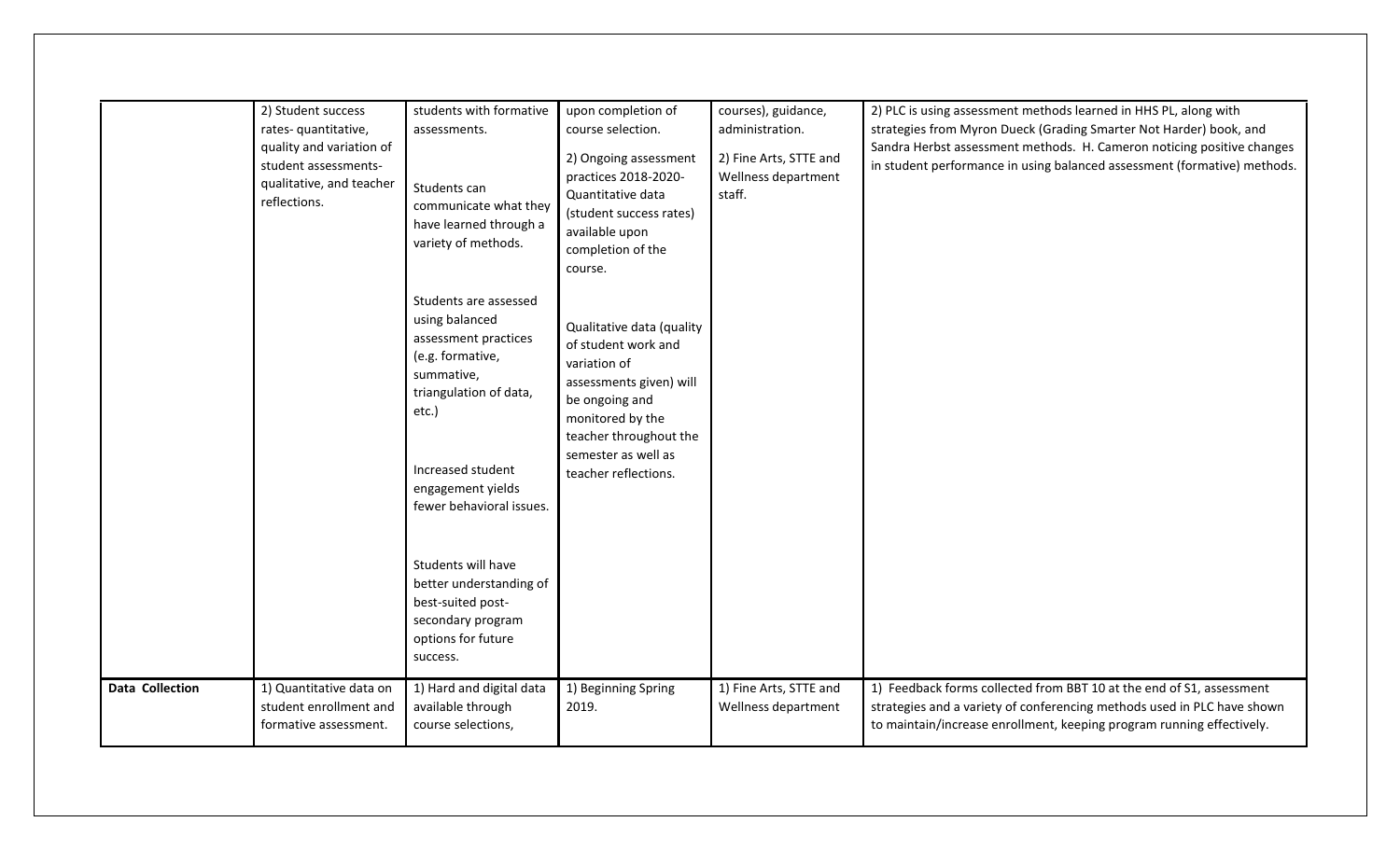| | | | | | |
|---|---|---|---|---|---|
| | 2) Student success rates- quantitative, quality and variation of student assessments- qualitative, and teacher reflections. | students with formative assessments.<br><br>Students can communicate what they have learned through a variety of methods.<br><br>Students are assessed using balanced assessment practices (e.g. formative, summative, triangulation of data, etc.)<br><br>Increased student engagement yields fewer behavioral issues.<br><br>Students will have better understanding of best-suited post-secondary program options for future success. | upon completion of course selection.<br><br>2) Ongoing assessment practices 2018-2020- Quantitative data (student success rates) available upon completion of the course.<br><br>Qualitative data (quality of student work and variation of assessments given) will be ongoing and monitored by the teacher throughout the semester as well as teacher reflections. | courses), guidance, administration.<br><br>2) Fine Arts, STTE and Wellness department staff. | 2) PLC is using assessment methods learned in HHS PL, along with strategies from Myron Dueck (Grading Smarter Not Harder) book, and Sandra Herbst assessment methods. H. Cameron noticing positive changes in student performance in using balanced assessment (formative) methods. |
| **Data Collection** | 1) Quantitative data on student enrollment and formative assessment. | 1) Hard and digital data available through course selections, | 1) Beginning Spring 2019. | 1) Fine Arts, STTE and Wellness department | 1) Feedback forms collected from BBT 10 at the end of S1, assessment strategies and a variety of conferencing methods used in PLC have shown to maintain/increase enrollment, keeping program running effectively. |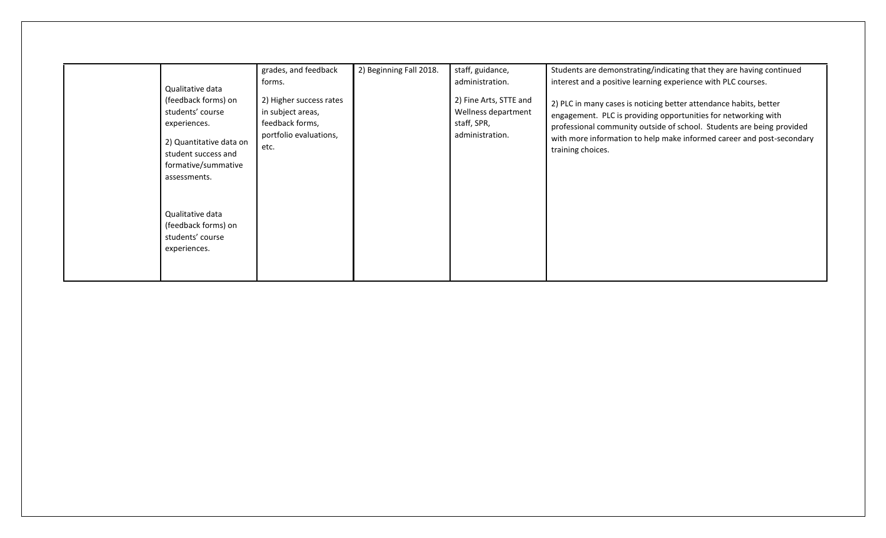| | | | | | |
|---|---|---|---|---|---|
| | Qualitative data (feedback forms) on students' course experiences.<br><br>2) Quantitative data on student success and formative/summative assessments.<br><br>Qualitative data (feedback forms) on students' course experiences. | grades, and feedback forms.<br><br>2) Higher success rates in subject areas, feedback forms, portfolio evaluations, etc. | 2) Beginning Fall 2018. | staff, guidance, administration.<br><br>2) Fine Arts, STTE and Wellness department staff, SPR, administration. | Students are demonstrating/indicating that they are having continued interest and a positive learning experience with PLC courses.<br><br>2) PLC in many cases is noticing better attendance habits, better engagement. PLC is providing opportunities for networking with professional community outside of school. Students are being provided with more information to help make informed career and post-secondary training choices. |